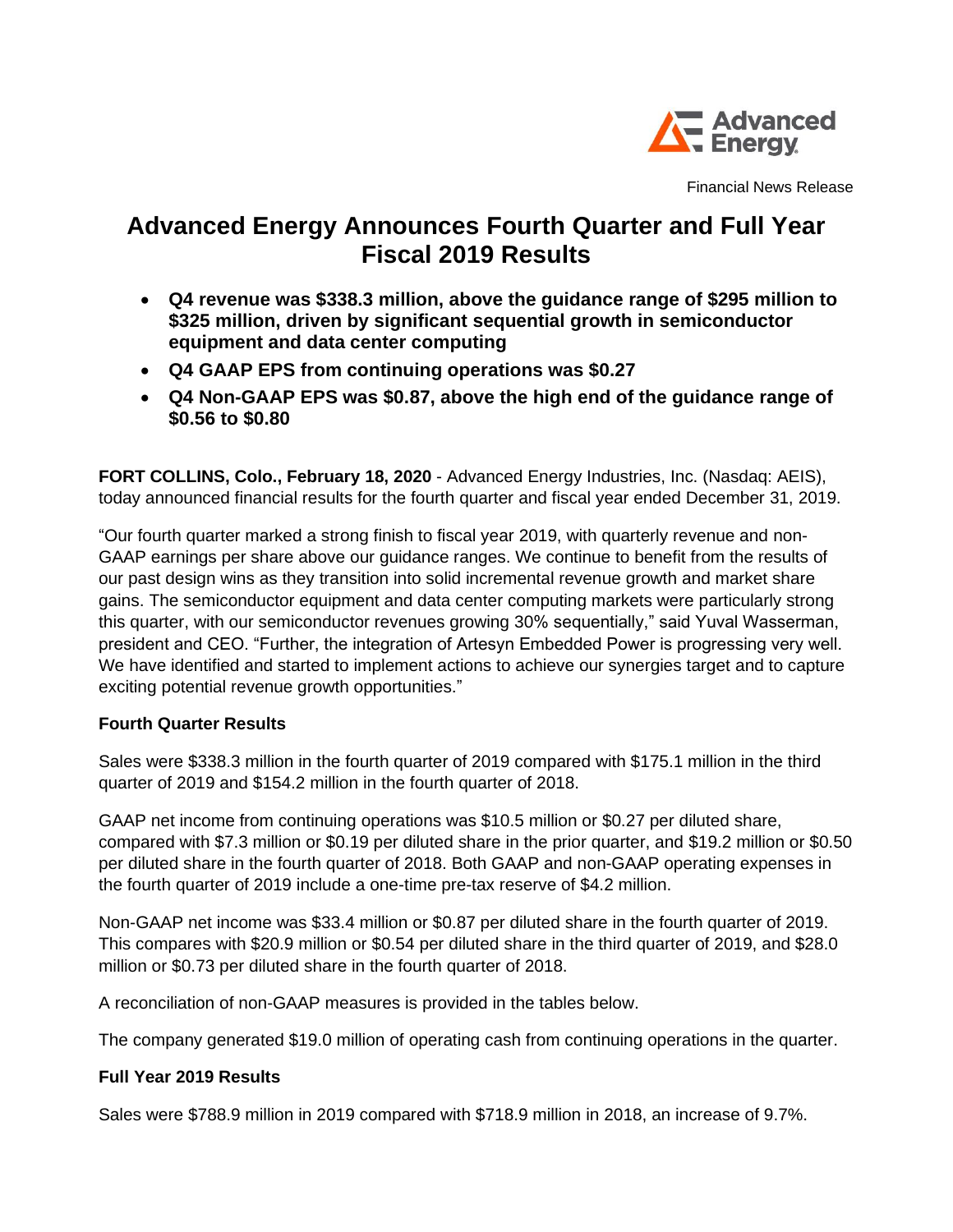Advanced Energy

Financial News Release

# Advanced Energy Announces Fourth Quarter and Full Year Fiscal 2019 Results

- **Q4 revenue was $338.3 million, above the guidance range of $295 million to $325 million, driven by significant sequential growth in semiconductor equipment and data center computing**
- **Q4 GAAP EPS from continuing operations was $0.27**
- **Q4 Non-GAAP EPS was $0.87, above the high end of the guidance range of $0.56 to $0.80**

**FORT COLLINS, Colo., February 18, 2020** - Advanced Energy Industries, Inc. (Nasdaq: AEIS), today announced financial results for the fourth quarter and fiscal year ended December 31, 2019.

"Our fourth quarter marked a strong finish to fiscal year 2019, with quarterly revenue and non-GAAP earnings per share above our guidance ranges. We continue to benefit from the results of our past design wins as they transition into solid incremental revenue growth and market share gains. The semiconductor equipment and data center computing markets were particularly strong this quarter, with our semiconductor revenues growing 30% sequentially," said Yuval Wasserman, president and CEO. "Further, the integration of Artesyn Embedded Power is progressing very well. We have identified and started to implement actions to achieve our synergies target and to capture exciting potential revenue growth opportunities."

### Fourth Quarter Results

Sales were $338.3 million in the fourth quarter of 2019 compared with $175.1 million in the third quarter of 2019 and $154.2 million in the fourth quarter of 2018.

GAAP net income from continuing operations was $10.5 million or $0.27 per diluted share, compared with $7.3 million or $0.19 per diluted share in the prior quarter, and $19.2 million or $0.50 per diluted share in the fourth quarter of 2018. Both GAAP and non-GAAP operating expenses in the fourth quarter of 2019 include a one-time pre-tax reserve of $4.2 million.

Non-GAAP net income was $33.4 million or $0.87 per diluted share in the fourth quarter of 2019. This compares with $20.9 million or $0.54 per diluted share in the third quarter of 2019, and $28.0 million or $0.73 per diluted share in the fourth quarter of 2018.

A reconciliation of non-GAAP measures is provided in the tables below.

The company generated $19.0 million of operating cash from continuing operations in the quarter.

### Full Year 2019 Results

Sales were $788.9 million in 2019 compared with $718.9 million in 2018, an increase of 9.7%.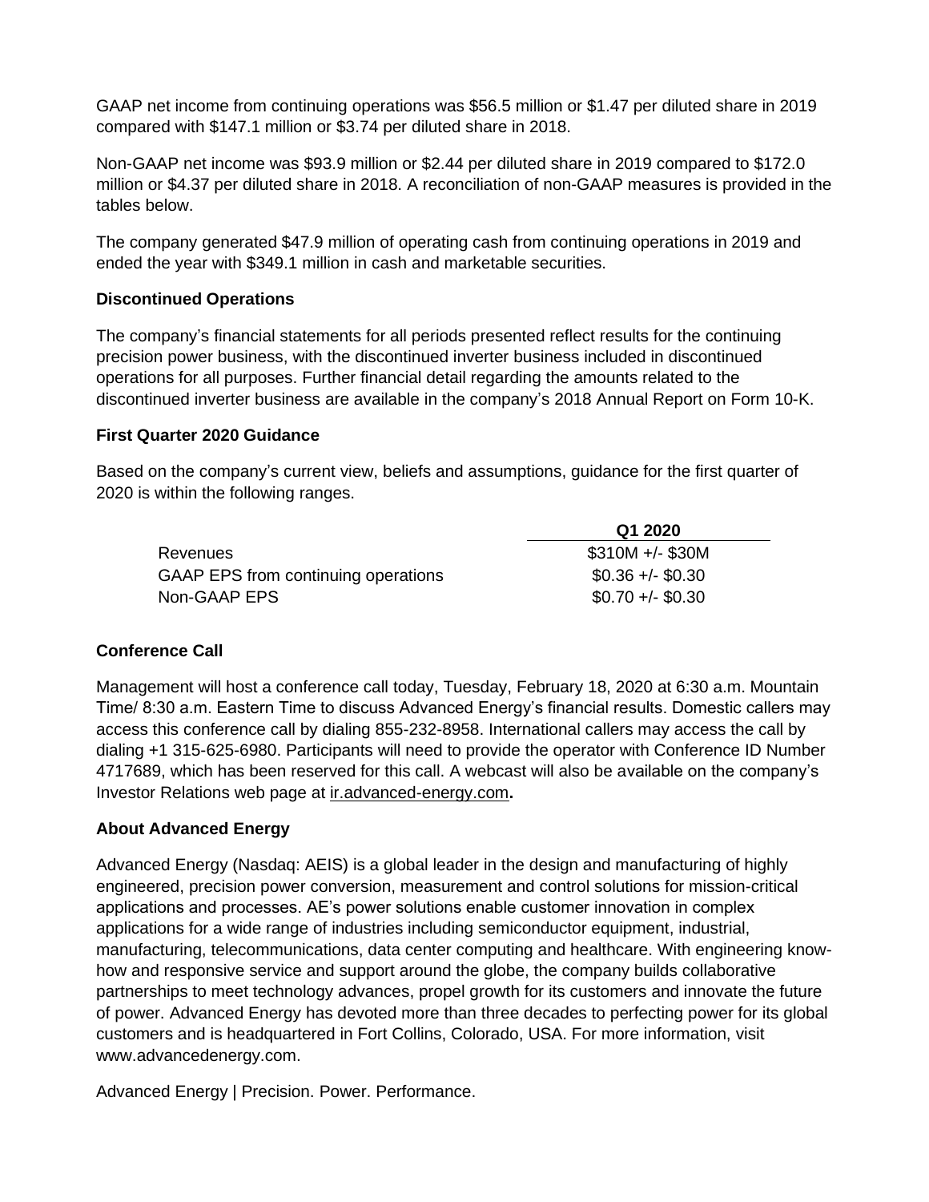GAAP net income from continuing operations was $56.5 million or $1.47 per diluted share in 2019 compared with $147.1 million or $3.74 per diluted share in 2018.

Non-GAAP net income was $93.9 million or $2.44 per diluted share in 2019 compared to $172.0 million or $4.37 per diluted share in 2018. A reconciliation of non-GAAP measures is provided in the tables below.

The company generated $47.9 million of operating cash from continuing operations in 2019 and ended the year with $349.1 million in cash and marketable securities.

**Discontinued Operations**

The company's financial statements for all periods presented reflect results for the continuing precision power business, with the discontinued inverter business included in discontinued operations for all purposes. Further financial detail regarding the amounts related to the discontinued inverter business are available in the company's 2018 Annual Report on Form 10-K.

**First Quarter 2020 Guidance**

Based on the company's current view, beliefs and assumptions, guidance for the first quarter of 2020 is within the following ranges.

| | Q1 2020 |
|---|---|
| Revenues | $310M +/- $30M |
| GAAP EPS from continuing operations | $0.36 +/- $0.30 |
| Non-GAAP EPS | $0.70 +/- $0.30 |

**Conference Call**

Management will host a conference call today, Tuesday, February 18, 2020 at 6:30 a.m. Mountain Time/ 8:30 a.m. Eastern Time to discuss Advanced Energy's financial results. Domestic callers may access this conference call by dialing 855-232-8958. International callers may access the call by dialing +1 315-625-6980. Participants will need to provide the operator with Conference ID Number 4717689, which has been reserved for this call. A webcast will also be available on the company's Investor Relations web page at ir.advanced-energy.com**.**

**About Advanced Energy**

Advanced Energy (Nasdaq: AEIS) is a global leader in the design and manufacturing of highly engineered, precision power conversion, measurement and control solutions for mission-critical applications and processes. AE's power solutions enable customer innovation in complex applications for a wide range of industries including semiconductor equipment, industrial, manufacturing, telecommunications, data center computing and healthcare. With engineering know-how and responsive service and support around the globe, the company builds collaborative partnerships to meet technology advances, propel growth for its customers and innovate the future of power. Advanced Energy has devoted more than three decades to perfecting power for its global customers and is headquartered in Fort Collins, Colorado, USA. For more information, visit www.advancedenergy.com.

Advanced Energy | Precision. Power. Performance.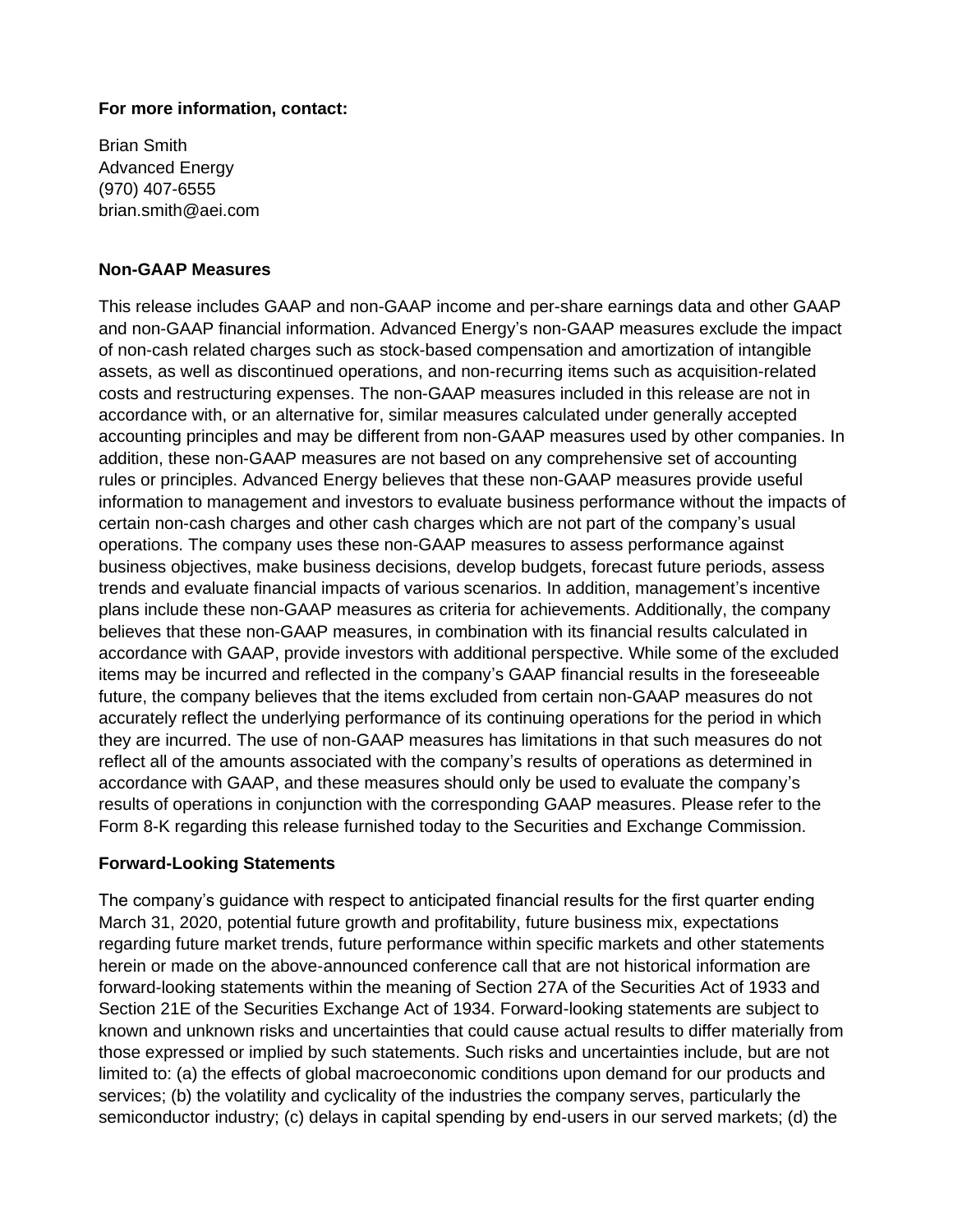**For more information, contact:**

Brian Smith
Advanced Energy
(970) 407-6555
brian.smith@aei.com

**Non-GAAP Measures**

This release includes GAAP and non-GAAP income and per-share earnings data and other GAAP and non-GAAP financial information. Advanced Energy's non-GAAP measures exclude the impact of non-cash related charges such as stock-based compensation and amortization of intangible assets, as well as discontinued operations, and non-recurring items such as acquisition-related costs and restructuring expenses. The non-GAAP measures included in this release are not in accordance with, or an alternative for, similar measures calculated under generally accepted accounting principles and may be different from non-GAAP measures used by other companies. In addition, these non-GAAP measures are not based on any comprehensive set of accounting rules or principles. Advanced Energy believes that these non-GAAP measures provide useful information to management and investors to evaluate business performance without the impacts of certain non-cash charges and other cash charges which are not part of the company's usual operations. The company uses these non-GAAP measures to assess performance against business objectives, make business decisions, develop budgets, forecast future periods, assess trends and evaluate financial impacts of various scenarios. In addition, management's incentive plans include these non-GAAP measures as criteria for achievements. Additionally, the company believes that these non-GAAP measures, in combination with its financial results calculated in accordance with GAAP, provide investors with additional perspective. While some of the excluded items may be incurred and reflected in the company's GAAP financial results in the foreseeable future, the company believes that the items excluded from certain non-GAAP measures do not accurately reflect the underlying performance of its continuing operations for the period in which they are incurred. The use of non-GAAP measures has limitations in that such measures do not reflect all of the amounts associated with the company's results of operations as determined in accordance with GAAP, and these measures should only be used to evaluate the company's results of operations in conjunction with the corresponding GAAP measures. Please refer to the Form 8-K regarding this release furnished today to the Securities and Exchange Commission.

**Forward-Looking Statements**

The company's guidance with respect to anticipated financial results for the first quarter ending March 31, 2020, potential future growth and profitability, future business mix, expectations regarding future market trends, future performance within specific markets and other statements herein or made on the above-announced conference call that are not historical information are forward-looking statements within the meaning of Section 27A of the Securities Act of 1933 and Section 21E of the Securities Exchange Act of 1934. Forward-looking statements are subject to known and unknown risks and uncertainties that could cause actual results to differ materially from those expressed or implied by such statements. Such risks and uncertainties include, but are not limited to: (a) the effects of global macroeconomic conditions upon demand for our products and services; (b) the volatility and cyclicality of the industries the company serves, particularly the semiconductor industry; (c) delays in capital spending by end-users in our served markets; (d) the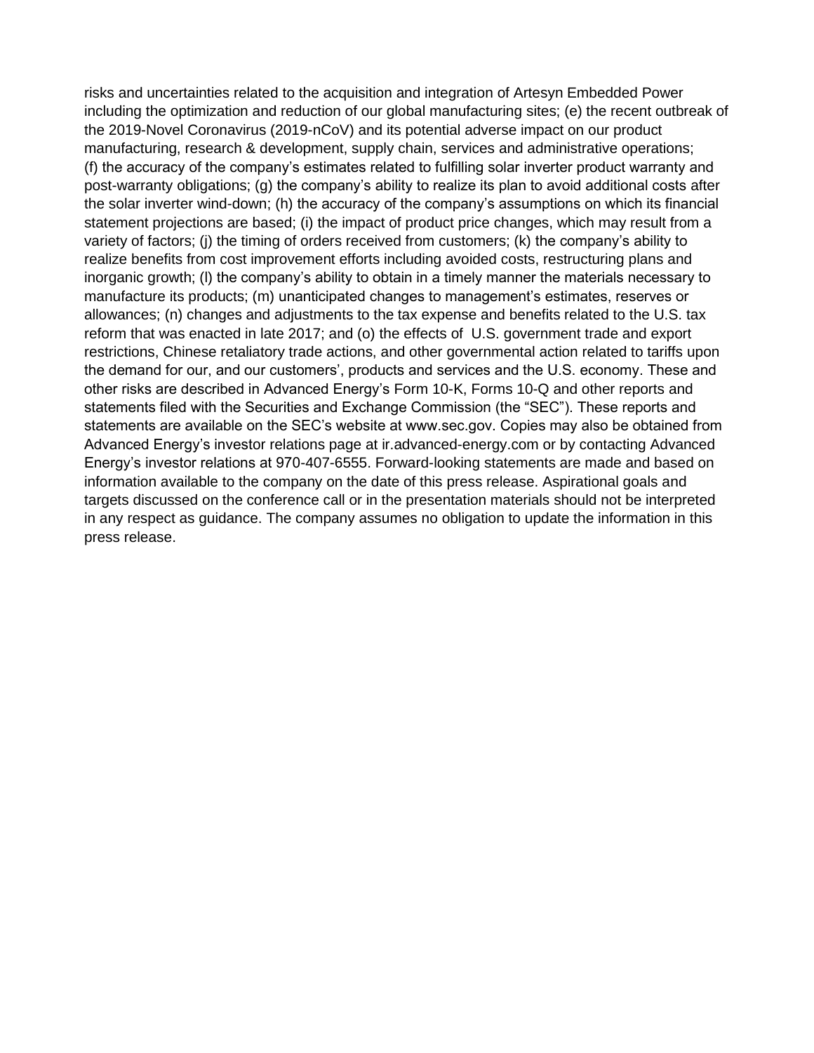risks and uncertainties related to the acquisition and integration of Artesyn Embedded Power including the optimization and reduction of our global manufacturing sites; (e) the recent outbreak of the 2019-Novel Coronavirus (2019-nCoV) and its potential adverse impact on our product manufacturing, research & development, supply chain, services and administrative operations; (f) the accuracy of the company's estimates related to fulfilling solar inverter product warranty and post-warranty obligations; (g) the company's ability to realize its plan to avoid additional costs after the solar inverter wind-down; (h) the accuracy of the company's assumptions on which its financial statement projections are based; (i) the impact of product price changes, which may result from a variety of factors; (j) the timing of orders received from customers; (k) the company's ability to realize benefits from cost improvement efforts including avoided costs, restructuring plans and inorganic growth; (l) the company's ability to obtain in a timely manner the materials necessary to manufacture its products; (m) unanticipated changes to management's estimates, reserves or allowances; (n) changes and adjustments to the tax expense and benefits related to the U.S. tax reform that was enacted in late 2017; and (o) the effects of U.S. government trade and export restrictions, Chinese retaliatory trade actions, and other governmental action related to tariffs upon the demand for our, and our customers', products and services and the U.S. economy. These and other risks are described in Advanced Energy's Form 10-K, Forms 10-Q and other reports and statements filed with the Securities and Exchange Commission (the "SEC"). These reports and statements are available on the SEC's website at www.sec.gov. Copies may also be obtained from Advanced Energy's investor relations page at ir.advanced-energy.com or by contacting Advanced Energy's investor relations at 970-407-6555. Forward-looking statements are made and based on information available to the company on the date of this press release. Aspirational goals and targets discussed on the conference call or in the presentation materials should not be interpreted in any respect as guidance. The company assumes no obligation to update the information in this press release.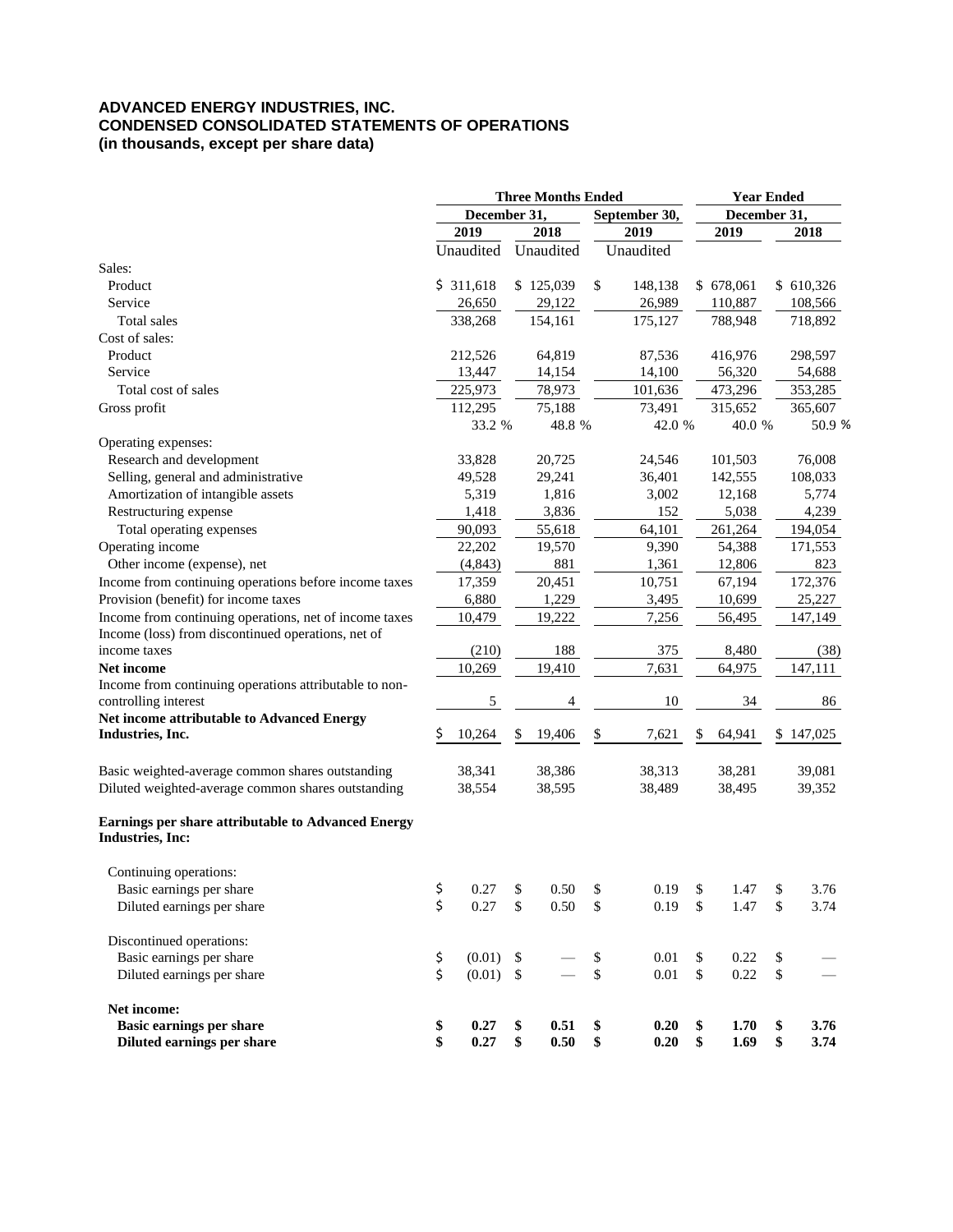**ADVANCED ENERGY INDUSTRIES, INC.**
**CONDENSED CONSOLIDATED STATEMENTS OF OPERATIONS**
**(in thousands, except per share data)**

| | Three Months Ended | | | Year Ended | |
|---|---|---|---|---|---|
| | December 31, | | September 30, | December 31, | |
| | 2019 | 2018 | 2019 | 2019 | 2018 |
| | Unaudited | Unaudited | Unaudited | | |
| Sales: | | | | | |
| Product | $ 311,618 | $ 125,039 | $ 148,138 | $ 678,061 | $ 610,326 |
| Service | 26,650 | 29,122 | 26,989 | 110,887 | 108,566 |
| Total sales | 338,268 | 154,161 | 175,127 | 788,948 | 718,892 |
| Cost of sales: | | | | | |
| Product | 212,526 | 64,819 | 87,536 | 416,976 | 298,597 |
| Service | 13,447 | 14,154 | 14,100 | 56,320 | 54,688 |
| Total cost of sales | 225,973 | 78,973 | 101,636 | 473,296 | 353,285 |
| Gross profit | 112,295 | 75,188 | 73,491 | 315,652 | 365,607 |
| | 33.2 % | 48.8 % | 42.0 % | 40.0 % | 50.9 % |
| Operating expenses: | | | | | |
| Research and development | 33,828 | 20,725 | 24,546 | 101,503 | 76,008 |
| Selling, general and administrative | 49,528 | 29,241 | 36,401 | 142,555 | 108,033 |
| Amortization of intangible assets | 5,319 | 1,816 | 3,002 | 12,168 | 5,774 |
| Restructuring expense | 1,418 | 3,836 | 152 | 5,038 | 4,239 |
| Total operating expenses | 90,093 | 55,618 | 64,101 | 261,264 | 194,054 |
| Operating income | 22,202 | 19,570 | 9,390 | 54,388 | 171,553 |
| Other income (expense), net | (4,843) | 881 | 1,361 | 12,806 | 823 |
| Income from continuing operations before income taxes | 17,359 | 20,451 | 10,751 | 67,194 | 172,376 |
| Provision (benefit) for income taxes | 6,880 | 1,229 | 3,495 | 10,699 | 25,227 |
| Income from continuing operations, net of income taxes | 10,479 | 19,222 | 7,256 | 56,495 | 147,149 |
| Income (loss) from discontinued operations, net of income taxes | (210) | 188 | 375 | 8,480 | (38) |
| **Net income** | 10,269 | 19,410 | 7,631 | 64,975 | 147,111 |
| Income from continuing operations attributable to non-controlling interest | 5 | 4 | 10 | 34 | 86 |
| **Net income attributable to Advanced Energy Industries, Inc.** | $ 10,264 | $ 19,406 | $ 7,621 | $ 64,941 | $ 147,025 |
| | | | | | |
| Basic weighted-average common shares outstanding | 38,341 | 38,386 | 38,313 | 38,281 | 39,081 |
| Diluted weighted-average common shares outstanding | 38,554 | 38,595 | 38,489 | 38,495 | 39,352 |
| | | | | | |
| **Earnings per share attributable to Advanced Energy Industries, Inc:** | | | | | |
| Continuing operations: | | | | | |
| Basic earnings per share | $ 0.27 | $ 0.50 | $ 0.19 | $ 1.47 | $ 3.76 |
| Diluted earnings per share | $ 0.27 | $ 0.50 | $ 0.19 | $ 1.47 | $ 3.74 |
| Discontinued operations: | | | | | |
| Basic earnings per share | $ (0.01) | $ — | $ 0.01 | $ 0.22 | $ — |
| Diluted earnings per share | $ (0.01) | $ — | $ 0.01 | $ 0.22 | $ — |
| **Net income:** | | | | | |
| **Basic earnings per share** | **$ 0.27** | **$ 0.51** | **$ 0.20** | **$ 1.70** | **$ 3.76** |
| **Diluted earnings per share** | **$ 0.27** | **$ 0.50** | **$ 0.20** | **$ 1.69** | **$ 3.74** |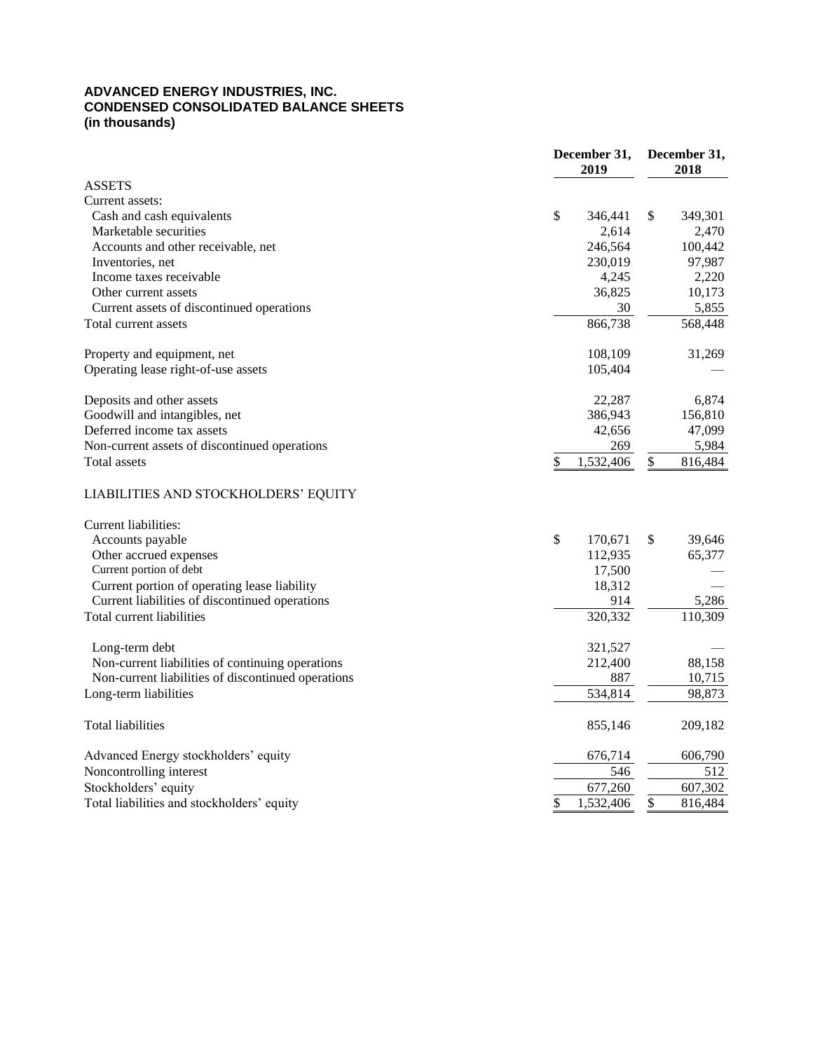# ADVANCED ENERGY INDUSTRIES, INC.
## CONDENSED CONSOLIDATED BALANCE SHEETS
### (in thousands)

| | December 31, 2019 | December 31, 2018 |
|---|---|---|
| ASSETS | | |
| Current assets: | | |
| Cash and cash equivalents | $ 346,441 | $ 349,301 |
| Marketable securities | 2,614 | 2,470 |
| Accounts and other receivable, net | 246,564 | 100,442 |
| Inventories, net | 230,019 | 97,987 |
| Income taxes receivable | 4,245 | 2,220 |
| Other current assets | 36,825 | 10,173 |
| Current assets of discontinued operations | 30 | 5,855 |
| Total current assets | 866,738 | 568,448 |
| | | |
| Property and equipment, net | 108,109 | 31,269 |
| Operating lease right-of-use assets | 105,404 | — |
| | | |
| Deposits and other assets | 22,287 | 6,874 |
| Goodwill and intangibles, net | 386,943 | 156,810 |
| Deferred income tax assets | 42,656 | 47,099 |
| Non-current assets of discontinued operations | 269 | 5,984 |
| Total assets | $ 1,532,406 | $ 816,484 |
| | | |
| LIABILITIES AND STOCKHOLDERS' EQUITY | | |
| | | |
| Current liabilities: | | |
| Accounts payable | $ 170,671 | $ 39,646 |
| Other accrued expenses | 112,935 | 65,377 |
| Current portion of debt | 17,500 | — |
| Current portion of operating lease liability | 18,312 | — |
| Current liabilities of discontinued operations | 914 | 5,286 |
| Total current liabilities | 320,332 | 110,309 |
| | | |
| Long-term debt | 321,527 | — |
| Non-current liabilities of continuing operations | 212,400 | 88,158 |
| Non-current liabilities of discontinued operations | 887 | 10,715 |
| Long-term liabilities | 534,814 | 98,873 |
| | | |
| Total liabilities | 855,146 | 209,182 |
| | | |
| Advanced Energy stockholders' equity | 676,714 | 606,790 |
| Noncontrolling interest | 546 | 512 |
| Stockholders' equity | 677,260 | 607,302 |
| Total liabilities and stockholders' equity | $ 1,532,406 | $ 816,484 |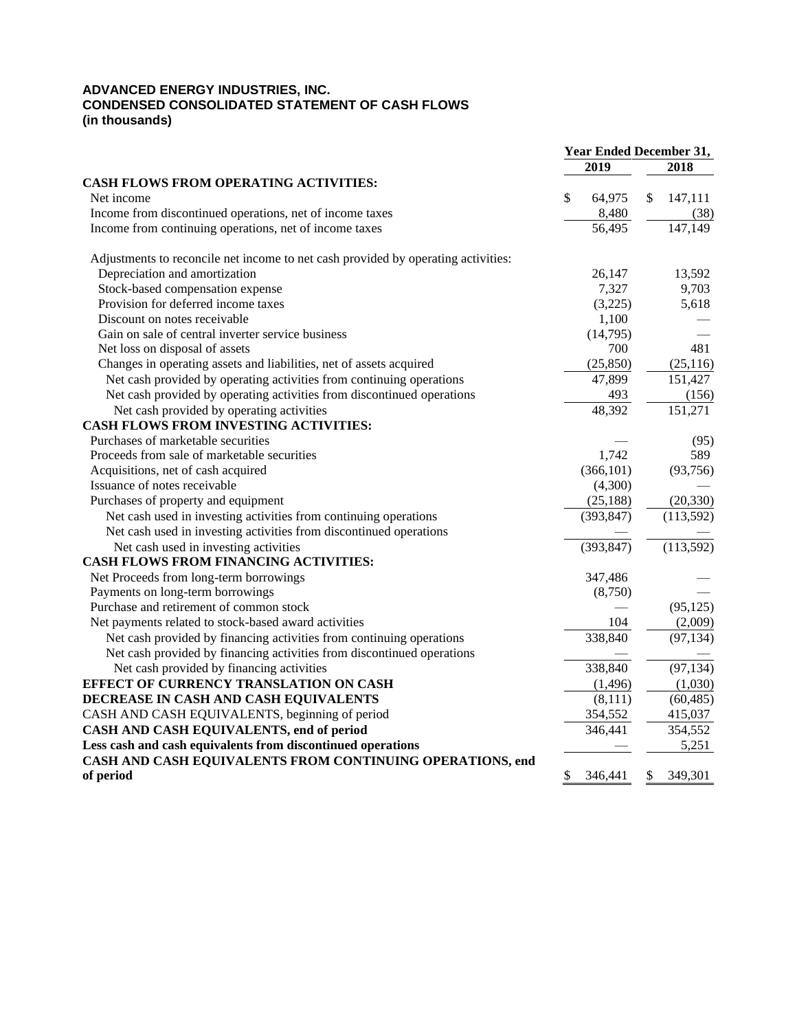**ADVANCED ENERGY INDUSTRIES, INC.**
**CONDENSED CONSOLIDATED STATEMENT OF CASH FLOWS**
**(in thousands)**

| | Year Ended December 31, | |
|---|---|---|
| | 2019 | 2018 |
| **CASH FLOWS FROM OPERATING ACTIVITIES:** | | |
| Net income | $ 64,975 | $ 147,111 |
| Income from discontinued operations, net of income taxes | 8,480 | (38) |
| Income from continuing operations, net of income taxes | 56,495 | 147,149 |
| Adjustments to reconcile net income to net cash provided by operating activities: | | |
| Depreciation and amortization | 26,147 | 13,592 |
| Stock-based compensation expense | 7,327 | 9,703 |
| Provision for deferred income taxes | (3,225) | 5,618 |
| Discount on notes receivable | 1,100 | — |
| Gain on sale of central inverter service business | (14,795) | — |
| Net loss on disposal of assets | 700 | 481 |
| Changes in operating assets and liabilities, net of assets acquired | (25,850) | (25,116) |
| Net cash provided by operating activities from continuing operations | 47,899 | 151,427 |
| Net cash provided by operating activities from discontinued operations | 493 | (156) |
| Net cash provided by operating activities | 48,392 | 151,271 |
| **CASH FLOWS FROM INVESTING ACTIVITIES:** | | |
| Purchases of marketable securities | — | (95) |
| Proceeds from sale of marketable securities | 1,742 | 589 |
| Acquisitions, net of cash acquired | (366,101) | (93,756) |
| Issuance of notes receivable | (4,300) | — |
| Purchases of property and equipment | (25,188) | (20,330) |
| Net cash used in investing activities from continuing operations | (393,847) | (113,592) |
| Net cash used in investing activities from discontinued operations | — | — |
| Net cash used in investing activities | (393,847) | (113,592) |
| **CASH FLOWS FROM FINANCING ACTIVITIES:** | | |
| Net Proceeds from long-term borrowings | 347,486 | — |
| Payments on long-term borrowings | (8,750) | — |
| Purchase and retirement of common stock | — | (95,125) |
| Net payments related to stock-based award activities | 104 | (2,009) |
| Net cash provided by financing activities from continuing operations | 338,840 | (97,134) |
| Net cash provided by financing activities from discontinued operations | — | — |
| Net cash provided by financing activities | 338,840 | (97,134) |
| **EFFECT OF CURRENCY TRANSLATION ON CASH** | (1,496) | (1,030) |
| **DECREASE IN CASH AND CASH EQUIVALENTS** | (8,111) | (60,485) |
| CASH AND CASH EQUIVALENTS, beginning of period | 354,552 | 415,037 |
| **CASH AND CASH EQUIVALENTS, end of period** | 346,441 | 354,552 |
| **Less cash and cash equivalents from discontinued operations** | — | 5,251 |
| **CASH AND CASH EQUIVALENTS FROM CONTINUING OPERATIONS, end of period** | $ 346,441 | $ 349,301 |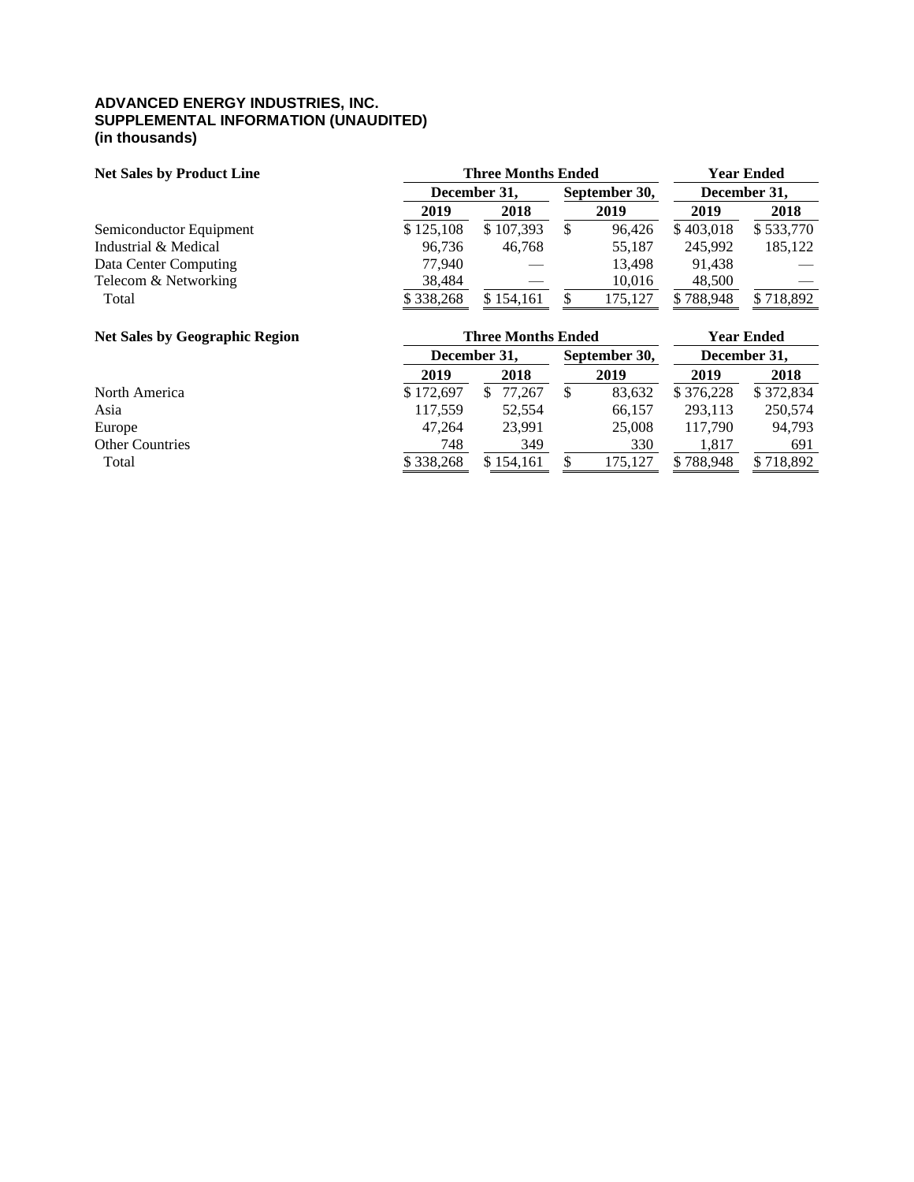**ADVANCED ENERGY INDUSTRIES, INC.**
**SUPPLEMENTAL INFORMATION (UNAUDITED)**
**(in thousands)**

| Net Sales by Product Line | Three Months Ended | | | Year Ended | |
|---|---|---|---|---|---|
| | December 31, | | September 30, | December 31, | |
| | 2019 | 2018 | 2019 | 2019 | 2018 |
| Semiconductor Equipment | $ 125,108 | $ 107,393 | $ 96,426 | $ 403,018 | $ 533,770 |
| Industrial & Medical | 96,736 | 46,768 | 55,187 | 245,992 | 185,122 |
| Data Center Computing | 77,940 | — | 13,498 | 91,438 | — |
| Telecom & Networking | 38,484 | — | 10,016 | 48,500 | — |
| Total | $ 338,268 | $ 154,161 | $ 175,127 | $ 788,948 | $ 718,892 |

| Net Sales by Geographic Region | Three Months Ended | | | Year Ended | |
|---|---|---|---|---|---|
| | December 31, | | September 30, | December 31, | |
| | 2019 | 2018 | 2019 | 2019 | 2018 |
| North America | $ 172,697 | $ 77,267 | $ 83,632 | $ 376,228 | $ 372,834 |
| Asia | 117,559 | 52,554 | 66,157 | 293,113 | 250,574 |
| Europe | 47,264 | 23,991 | 25,008 | 117,790 | 94,793 |
| Other Countries | 748 | 349 | 330 | 1,817 | 691 |
| Total | $ 338,268 | $ 154,161 | $ 175,127 | $ 788,948 | $ 718,892 |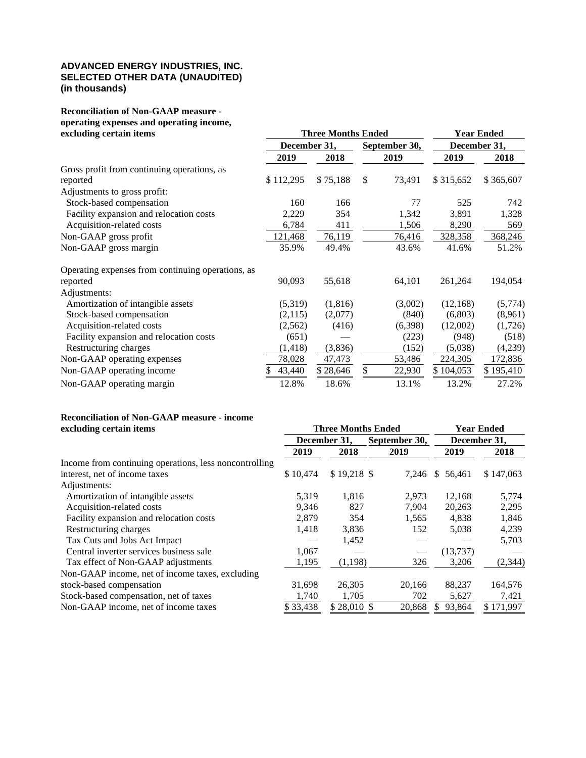**ADVANCED ENERGY INDUSTRIES, INC.**
**SELECTED OTHER DATA (UNAUDITED)**
**(in thousands)**

**Reconciliation of Non-GAAP measure - operating expenses and operating income, excluding certain items**

| | Three Months Ended | | | Year Ended | |
|---|---|---|---|---|---|
| | December 31, | | September 30, | December 31, | |
| | 2019 | 2018 | 2019 | 2019 | 2018 |
| Gross profit from continuing operations, as reported | $ 112,295 | $ 75,188 | $ 73,491 | $ 315,652 | $ 365,607 |
| Adjustments to gross profit: | | | | | |
| Stock-based compensation | 160 | 166 | 77 | 525 | 742 |
| Facility expansion and relocation costs | 2,229 | 354 | 1,342 | 3,891 | 1,328 |
| Acquisition-related costs | 6,784 | 411 | 1,506 | 8,290 | 569 |
| Non-GAAP gross profit | 121,468 | 76,119 | 76,416 | 328,358 | 368,246 |
| Non-GAAP gross margin | 35.9% | 49.4% | 43.6% | 41.6% | 51.2% |
| | | | | | |
| Operating expenses from continuing operations, as reported | 90,093 | 55,618 | 64,101 | 261,264 | 194,054 |
| Adjustments: | | | | | |
| Amortization of intangible assets | (5,319) | (1,816) | (3,002) | (12,168) | (5,774) |
| Stock-based compensation | (2,115) | (2,077) | (840) | (6,803) | (8,961) |
| Acquisition-related costs | (2,562) | (416) | (6,398) | (12,002) | (1,726) |
| Facility expansion and relocation costs | (651) | — | (223) | (948) | (518) |
| Restructuring charges | (1,418) | (3,836) | (152) | (5,038) | (4,239) |
| Non-GAAP operating expenses | 78,028 | 47,473 | 53,486 | 224,305 | 172,836 |
| Non-GAAP operating income | $ 43,440 | $ 28,646 | $ 22,930 | $ 104,053 | $ 195,410 |
| Non-GAAP operating margin | 12.8% | 18.6% | 13.1% | 13.2% | 27.2% |

**Reconciliation of Non-GAAP measure - income excluding certain items**

| | Three Months Ended | | | Year Ended | |
|---|---|---|---|---|---|
| | December 31, | | September 30, | December 31, | |
| | 2019 | 2018 | 2019 | 2019 | 2018 |
| Income from continuing operations, less noncontrolling interest, net of income taxes | $ 10,474 | $ 19,218 | $ 7,246 | $ 56,461 | $ 147,063 |
| Adjustments: | | | | | |
| Amortization of intangible assets | 5,319 | 1,816 | 2,973 | 12,168 | 5,774 |
| Acquisition-related costs | 9,346 | 827 | 7,904 | 20,263 | 2,295 |
| Facility expansion and relocation costs | 2,879 | 354 | 1,565 | 4,838 | 1,846 |
| Restructuring charges | 1,418 | 3,836 | 152 | 5,038 | 4,239 |
| Tax Cuts and Jobs Act Impact | — | 1,452 | — | — | 5,703 |
| Central inverter services business sale | 1,067 | — | — | (13,737) | — |
| Tax effect of Non-GAAP adjustments | 1,195 | (1,198) | 326 | 3,206 | (2,344) |
| Non-GAAP income, net of income taxes, excluding stock-based compensation | 31,698 | 26,305 | 20,166 | 88,237 | 164,576 |
| Stock-based compensation, net of taxes | 1,740 | 1,705 | 702 | 5,627 | 7,421 |
| Non-GAAP income, net of income taxes | $ 33,438 | $ 28,010 | $ 20,868 | $ 93,864 | $ 171,997 |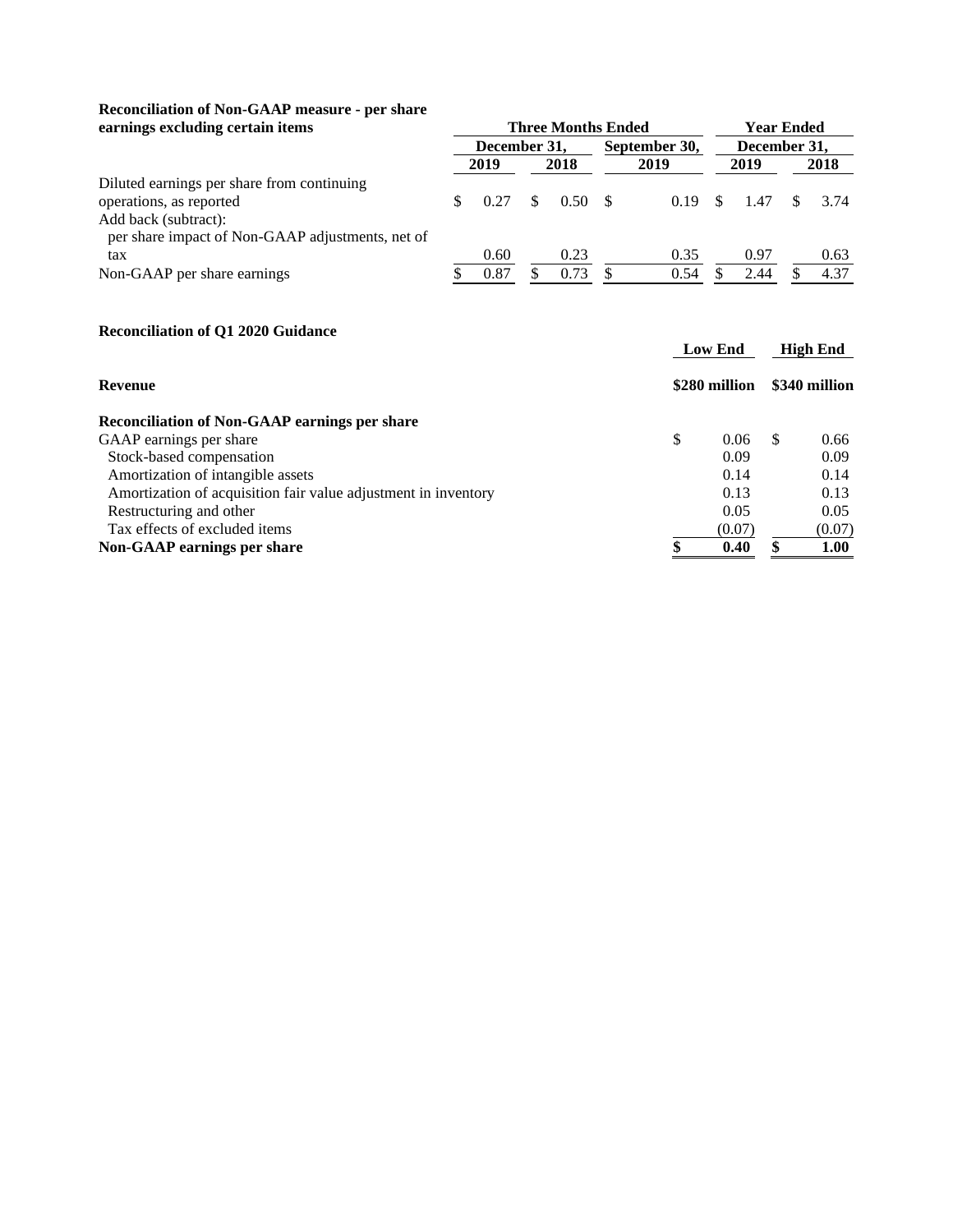**Reconciliation of Non-GAAP measure - per share earnings excluding certain items**

| | Three Months Ended | | | Year Ended | |
|---|---|---|---|---|---|
| | December 31, | | September 30, | December 31, | |
| | 2019 | 2018 | 2019 | 2019 | 2018 |
| Diluted earnings per share from continuing operations, as reported | $ 0.27 | $ 0.50 | $ 0.19 | $ 1.47 | $ 3.74 |
| Add back (subtract): | | | | | |
| per share impact of Non-GAAP adjustments, net of tax | 0.60 | 0.23 | 0.35 | 0.97 | 0.63 |
| Non-GAAP per share earnings | $ 0.87 | $ 0.73 | $ 0.54 | $ 2.44 | $ 4.37 |

**Reconciliation of Q1 2020 Guidance**

| | Low End | High End |
|---|---|---|
| **Revenue** | **$280 million** | **$340 million** |
| **Reconciliation of Non-GAAP earnings per share** | | |
| GAAP earnings per share | $ 0.06 | $ 0.66 |
| Stock-based compensation | 0.09 | 0.09 |
| Amortization of intangible assets | 0.14 | 0.14 |
| Amortization of acquisition fair value adjustment in inventory | 0.13 | 0.13 |
| Restructuring and other | 0.05 | 0.05 |
| Tax effects of excluded items | (0.07) | (0.07) |
| **Non-GAAP earnings per share** | **$ 0.40** | **$ 1.00** |